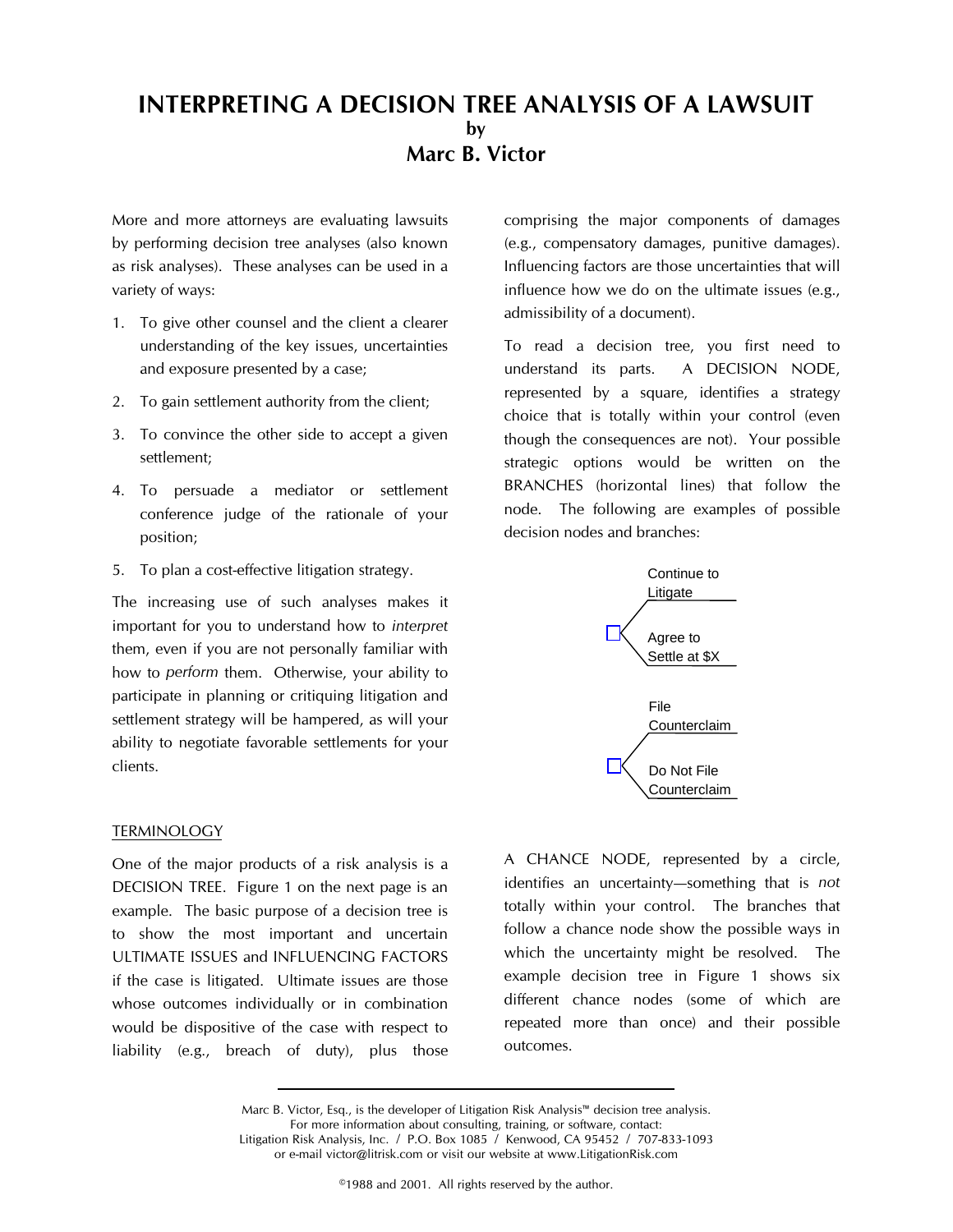# INTERPRETING A DECISION TREE ANALYSIS OF A LAWSUIT

**by**

**Marc B. Victor**

More and more attorneys are evaluating lawsuits by performing decision tree analyses (also known as risk analyses). These analyses can be used in a variety of ways:

1. To give other counsel and the client a clearer understanding of the key issues, uncertainties and exposure presented by a case;
2. To gain settlement authority from the client;
3. To convince the other side to accept a given settlement;
4. To persuade a mediator or settlement conference judge of the rationale of your position;
5. To plan a cost-effective litigation strategy.

The increasing use of such analyses makes it important for you to understand how to *interpret* them, even if you are not personally familiar with how to *perform* them. Otherwise, your ability to participate in planning or critiquing litigation and settlement strategy will be hampered, as will your ability to negotiate favorable settlements for your clients.

## TERMINOLOGY

One of the major products of a risk analysis is a DECISION TREE. Figure 1 on the next page is an example. The basic purpose of a decision tree is to show the most important and uncertain ULTIMATE ISSUES and INFLUENCING FACTORS if the case is litigated. Ultimate issues are those whose outcomes individually or in combination would be dispositive of the case with respect to liability (e.g., breach of duty), plus those comprising the major components of damages (e.g., compensatory damages, punitive damages). Influencing factors are those uncertainties that will influence how we do on the ultimate issues (e.g., admissibility of a document).

To read a decision tree, you first need to understand its parts. A DECISION NODE, represented by a square, identifies a strategy choice that is totally within your control (even though the consequences are not). Your possible strategic options would be written on the BRANCHES (horizontal lines) that follow the node. The following are examples of possible decision nodes and branches:

Continue to Litigate
Agree to Settle at $X

File Counterclaim
Do Not File Counterclaim

A CHANCE NODE, represented by a circle, identifies an uncertainty—something that is *not* totally within your control. The branches that follow a chance node show the possible ways in which the uncertainty might be resolved. The example decision tree in Figure 1 shows six different chance nodes (some of which are repeated more than once) and their possible outcomes.

Marc B. Victor, Esq., is the developer of Litigation Risk Analysis™ decision tree analysis.
For more information about consulting, training, or software, contact:
Litigation Risk Analysis, Inc. / P.O. Box 1085 / Kenwood, CA 95452 / 707-833-1093
or e-mail victor@litrisk.com or visit our website at www.LitigationRisk.com

©1988 and 2001. All rights reserved by the author.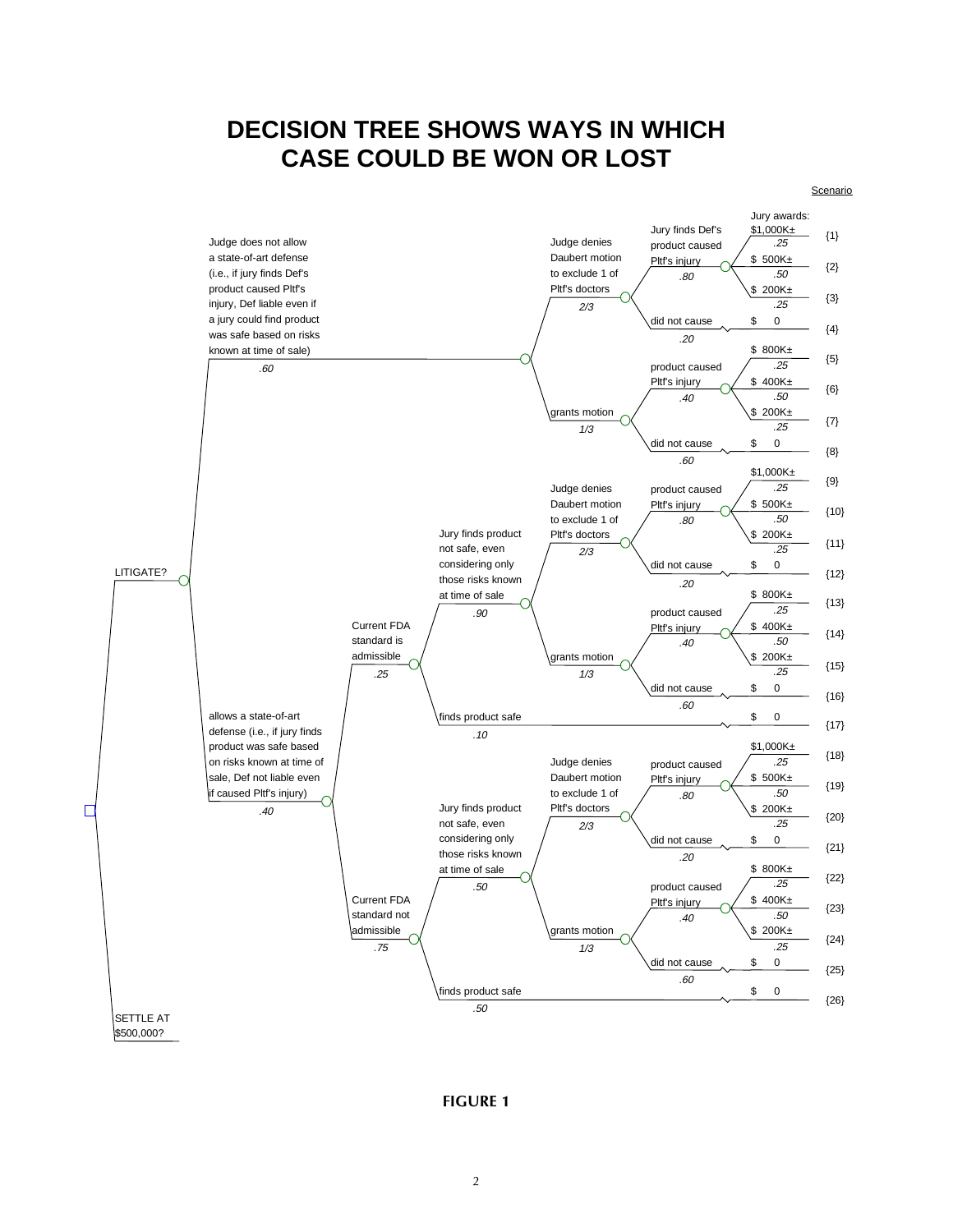# DECISION TREE SHOWS WAYS IN WHICH CASE COULD BE WON OR LOST

LITIGATE? / SETTLE AT $500,000?

**Judge does not allow a state-of-art defense (i.e., if jury finds Def's product caused Pltf's injury, Def liable even if a jury could find product was safe based on risks known at time of sale)** — .60

| Daubert motion | Causation | Jury awards | Scenario |
|---|---|---|---|
| Judge denies Daubert motion to exclude 1 of Pltf's doctors (2/3) | Jury finds Def's product caused Pltf's injury (.80) | $1,000K± (.25) | {1} |
| | | $ 500K± (.50) | {2} |
| | | $ 200K± (.25) | {3} |
| | did not cause (.20) | $ 0 | {4} |
| grants motion (1/3) | product caused Pltf's injury (.40) | $ 800K± (.25) | {5} |
| | | $ 400K± (.50) | {6} |
| | | $ 200K± (.25) | {7} |
| | did not cause (.60) | $ 0 | {8} |

**allows a state-of-art defense (i.e., if jury finds product was safe based on risks known at time of sale, Def not liable even if caused Pltf's injury)** — .40

| FDA standard | Jury on safety | Daubert motion | Causation | Jury awards | Scenario |
|---|---|---|---|---|---|
| Current FDA standard is admissible (.25) | Jury finds product not safe, even considering only those risks known at time of sale (.90) | Judge denies Daubert motion to exclude 1 of Pltf's doctors (2/3) | product caused Pltf's injury (.80) | $1,000K± (.25) | {9} |
| | | | | $ 500K± (.50) | {10} |
| | | | | $ 200K± (.25) | {11} |
| | | | did not cause (.20) | $ 0 | {12} |
| | | grants motion (1/3) | product caused Pltf's injury (.40) | $ 800K± (.25) | {13} |
| | | | | $ 400K± (.50) | {14} |
| | | | | $ 200K± (.25) | {15} |
| | | | did not cause (.60) | $ 0 | {16} |
| | finds product safe (.10) | | | $ 0 | {17} |
| Current FDA standard not admissible (.75) | Jury finds product not safe, even considering only those risks known at time of sale (.50) | Judge denies Daubert motion to exclude 1 of Pltf's doctors (2/3) | product caused Pltf's injury (.80) | $1,000K± (.25) | {18} |
| | | | | $ 500K± (.50) | {19} |
| | | | | $ 200K± (.25) | {20} |
| | | | did not cause (.20) | $ 0 | {21} |
| | | grants motion (1/3) | product caused Pltf's injury (.40) | $ 800K± (.25) | {22} |
| | | | | $ 400K± (.50) | {23} |
| | | | | $ 200K± (.25) | {24} |
| | | | did not cause (.60) | $ 0 | {25} |
| | finds product safe (.50) | | | $ 0 | {26} |

**FIGURE 1**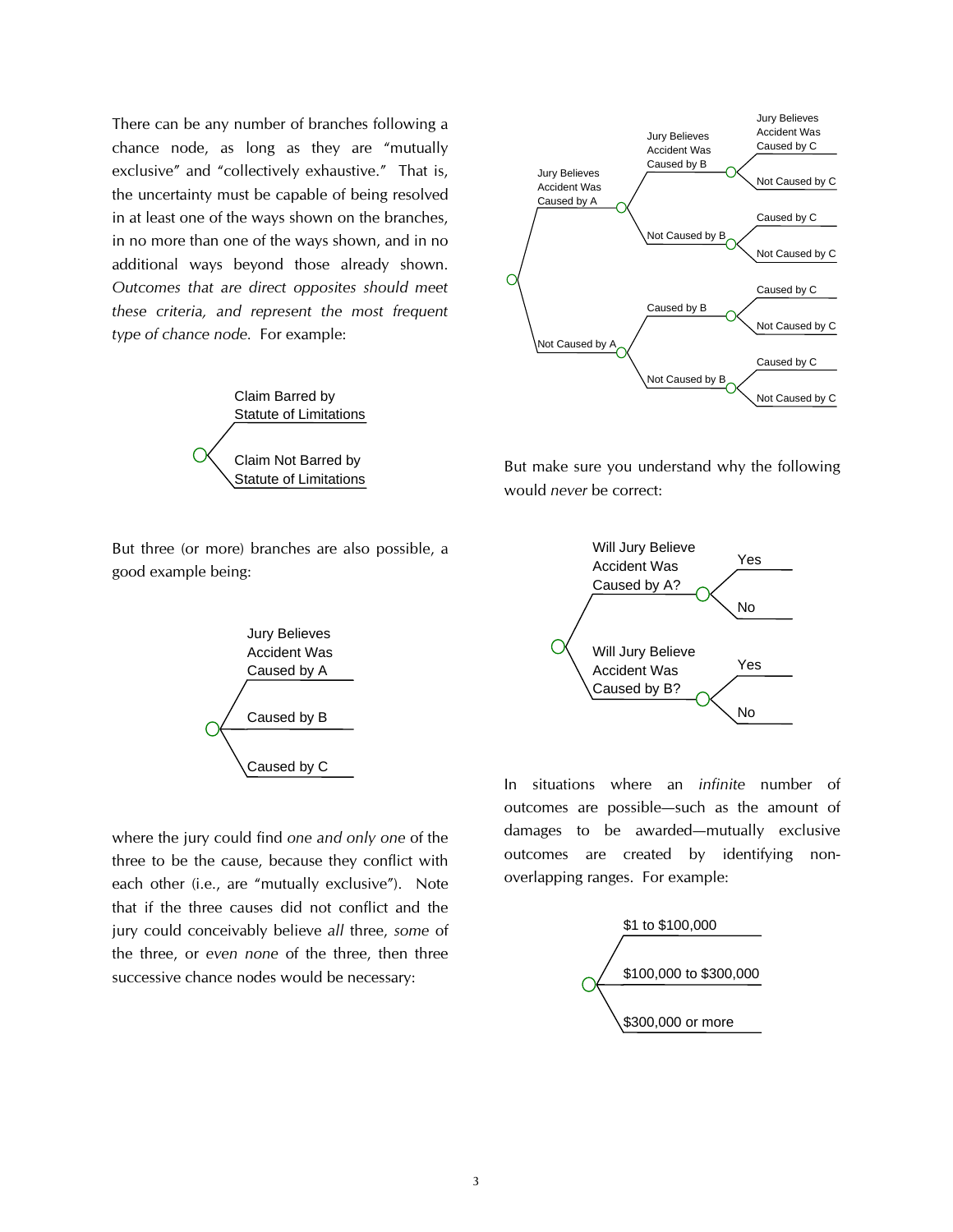There can be any number of branches following a chance node, as long as they are "mutually exclusive" and "collectively exhaustive." That is, the uncertainty must be capable of being resolved in at least one of the ways shown on the branches, in no more than one of the ways shown, and in no additional ways beyond those already shown. *Outcomes that are direct opposites should meet these criteria, and represent the most frequent type of chance node.* For example:

- Claim Barred by Statute of Limitations
- Claim Not Barred by Statute of Limitations

But three (or more) branches are also possible, a good example being:

- Jury Believes Accident Was Caused by A
- Caused by B
- Caused by C

where the jury could find *one and only one* of the three to be the cause, because they conflict with each other (i.e., are "mutually exclusive"). Note that if the three causes did not conflict and the jury could conceivably believe *all* three, *some* of the three, or *even none* of the three, then three successive chance nodes would be necessary:

- Jury Believes Accident Was Caused by A
  - Jury Believes Accident Was Caused by B
    - Jury Believes Accident Was Caused by C
    - Not Caused by C
  - Not Caused by B
    - Caused by C
    - Not Caused by C
- Not Caused by A
  - Caused by B
    - Caused by C
    - Not Caused by C
  - Not Caused by B
    - Caused by C
    - Not Caused by C

But make sure you understand why the following would *never* be correct:

- Will Jury Believe Accident Was Caused by A?
  - Yes
  - No
- Will Jury Believe Accident Was Caused by B?
  - Yes
  - No

In situations where an *infinite* number of outcomes are possible—such as the amount of damages to be awarded—mutually exclusive outcomes are created by identifying non-overlapping ranges. For example:

- $1 to $100,000
- $100,000 to $300,000
- $300,000 or more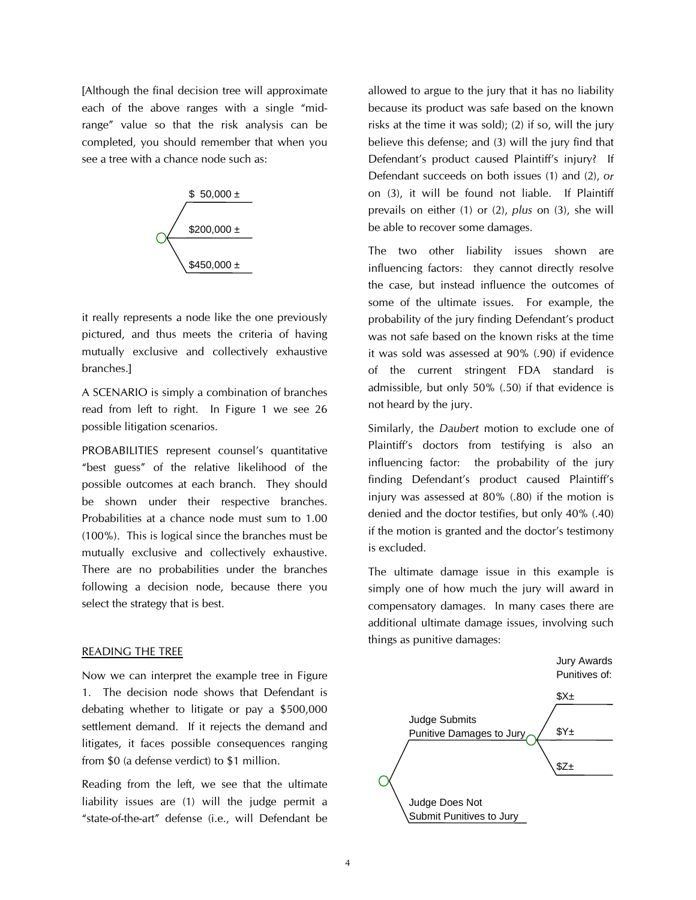[Although the final decision tree will approximate each of the above ranges with a single "mid-range" value so that the risk analysis can be completed, you should remember that when you see a tree with a chance node such as:

$ 50,000 ±

$200,000 ±

$450,000 ±

it really represents a node like the one previously pictured, and thus meets the criteria of having mutually exclusive and collectively exhaustive branches.]

A SCENARIO is simply a combination of branches read from left to right. In Figure 1 we see 26 possible litigation scenarios.

PROBABILITIES represent counsel's quantitative "best guess" of the relative likelihood of the possible outcomes at each branch. They should be shown under their respective branches. Probabilities at a chance node must sum to 1.00 (100%). This is logical since the branches must be mutually exclusive and collectively exhaustive. There are no probabilities under the branches following a decision node, because there you select the strategy that is best.

## READING THE TREE

Now we can interpret the example tree in Figure 1. The decision node shows that Defendant is debating whether to litigate or pay a $500,000 settlement demand. If it rejects the demand and litigates, it faces possible consequences ranging from $0 (a defense verdict) to $1 million.

Reading from the left, we see that the ultimate liability issues are (1) will the judge permit a "state-of-the-art" defense (i.e., will Defendant be allowed to argue to the jury that it has no liability because its product was safe based on the known risks at the time it was sold); (2) if so, will the jury believe this defense; and (3) will the jury find that Defendant's product caused Plaintiff's injury? If Defendant succeeds on both issues (1) and (2), *or* on (3), it will be found not liable. If Plaintiff prevails on either (1) or (2), *plus* on (3), she will be able to recover some damages.

The two other liability issues shown are influencing factors: they cannot directly resolve the case, but instead influence the outcomes of some of the ultimate issues. For example, the probability of the jury finding Defendant's product was not safe based on the known risks at the time it was sold was assessed at 90% (.90) if evidence of the current stringent FDA standard is admissible, but only 50% (.50) if that evidence is not heard by the jury.

Similarly, the *Daubert* motion to exclude one of Plaintiff's doctors from testifying is also an influencing factor: the probability of the jury finding Defendant's product caused Plaintiff's injury was assessed at 80% (.80) if the motion is denied and the doctor testifies, but only 40% (.40) if the motion is granted and the doctor's testimony is excluded.

The ultimate damage issue in this example is simply one of how much the jury will award in compensatory damages. In many cases there are additional ultimate damage issues, involving such things as punitive damages:

Jury Awards Punitives of:

Judge Submits Punitive Damages to Jury
- $X±
- $Y±
- $Z±

Judge Does Not Submit Punitives to Jury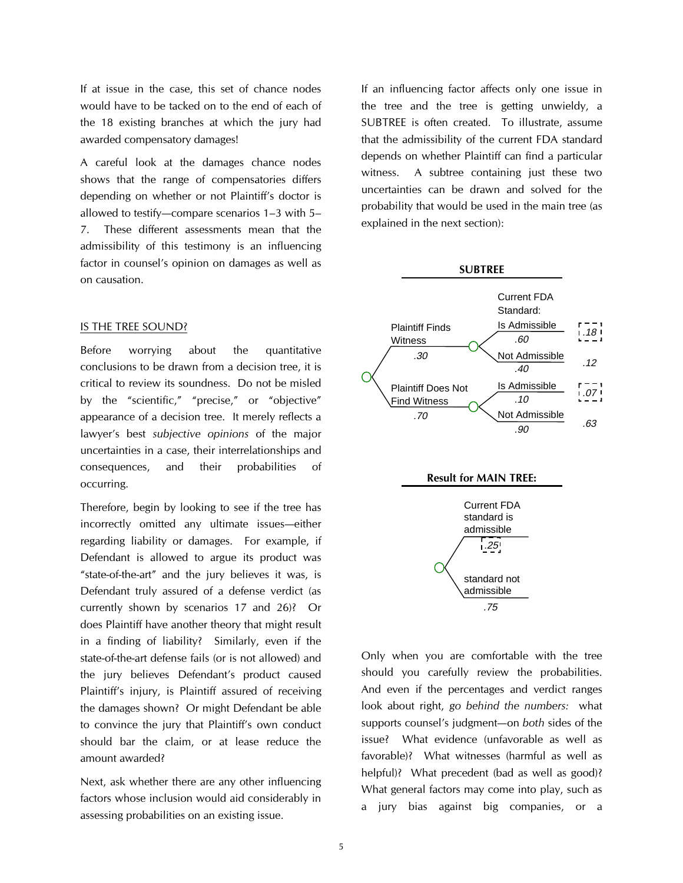If at issue in the case, this set of chance nodes would have to be tacked on to the end of each of the 18 existing branches at which the jury had awarded compensatory damages!

A careful look at the damages chance nodes shows that the range of compensatories differs depending on whether or not Plaintiff's doctor is allowed to testify—compare scenarios 1–3 with 5–7. These different assessments mean that the admissibility of this testimony is an influencing factor in counsel's opinion on damages as well as on causation.

## IS THE TREE SOUND?

Before worrying about the quantitative conclusions to be drawn from a decision tree, it is critical to review its soundness. Do not be misled by the "scientific," "precise," or "objective" appearance of a decision tree. It merely reflects a lawyer's best *subjective opinions* of the major uncertainties in a case, their interrelationships and consequences, and their probabilities of occurring.

Therefore, begin by looking to see if the tree has incorrectly omitted any ultimate issues—either regarding liability or damages. For example, if Defendant is allowed to argue its product was "state-of-the-art" and the jury believes it was, is Defendant truly assured of a defense verdict (as currently shown by scenarios 17 and 26)? Or does Plaintiff have another theory that might result in a finding of liability? Similarly, even if the state-of-the-art defense fails (or is not allowed) and the jury believes Defendant's product caused Plaintiff's injury, is Plaintiff assured of receiving the damages shown? Or might Defendant be able to convince the jury that Plaintiff's own conduct should bar the claim, or at lease reduce the amount awarded?

Next, ask whether there are any other influencing factors whose inclusion would aid considerably in assessing probabilities on an existing issue.

If an influencing factor affects only one issue in the tree and the tree is getting unwieldy, a SUBTREE is often created. To illustrate, assume that the admissibility of the current FDA standard depends on whether Plaintiff can find a particular witness. A subtree containing just these two uncertainties can be drawn and solved for the probability that would be used in the main tree (as explained in the next section):

**SUBTREE**

| Witness | Prob. | Current FDA Standard: | Prob. | Joint |
|---|---|---|---|---|
| Plaintiff Finds Witness | .30 | Is Admissible | .60 | [.18] |
| | | Not Admissible | .40 | .12 |
| Plaintiff Does Not Find Witness | .70 | Is Admissible | .10 | [.07] |
| | | Not Admissible | .90 | .63 |

**Result for MAIN TREE:**

| Outcome | Prob. |
|---|---|
| Current FDA standard is admissible | [.25] |
| standard not admissible | .75 |

Only when you are comfortable with the tree should you carefully review the probabilities. And even if the percentages and verdict ranges look about right, *go behind the numbers:* what supports counsel's judgment—on *both* sides of the issue? What evidence (unfavorable as well as favorable)? What witnesses (harmful as well as helpful)? What precedent (bad as well as good)? What general factors may come into play, such as a jury bias against big companies, or a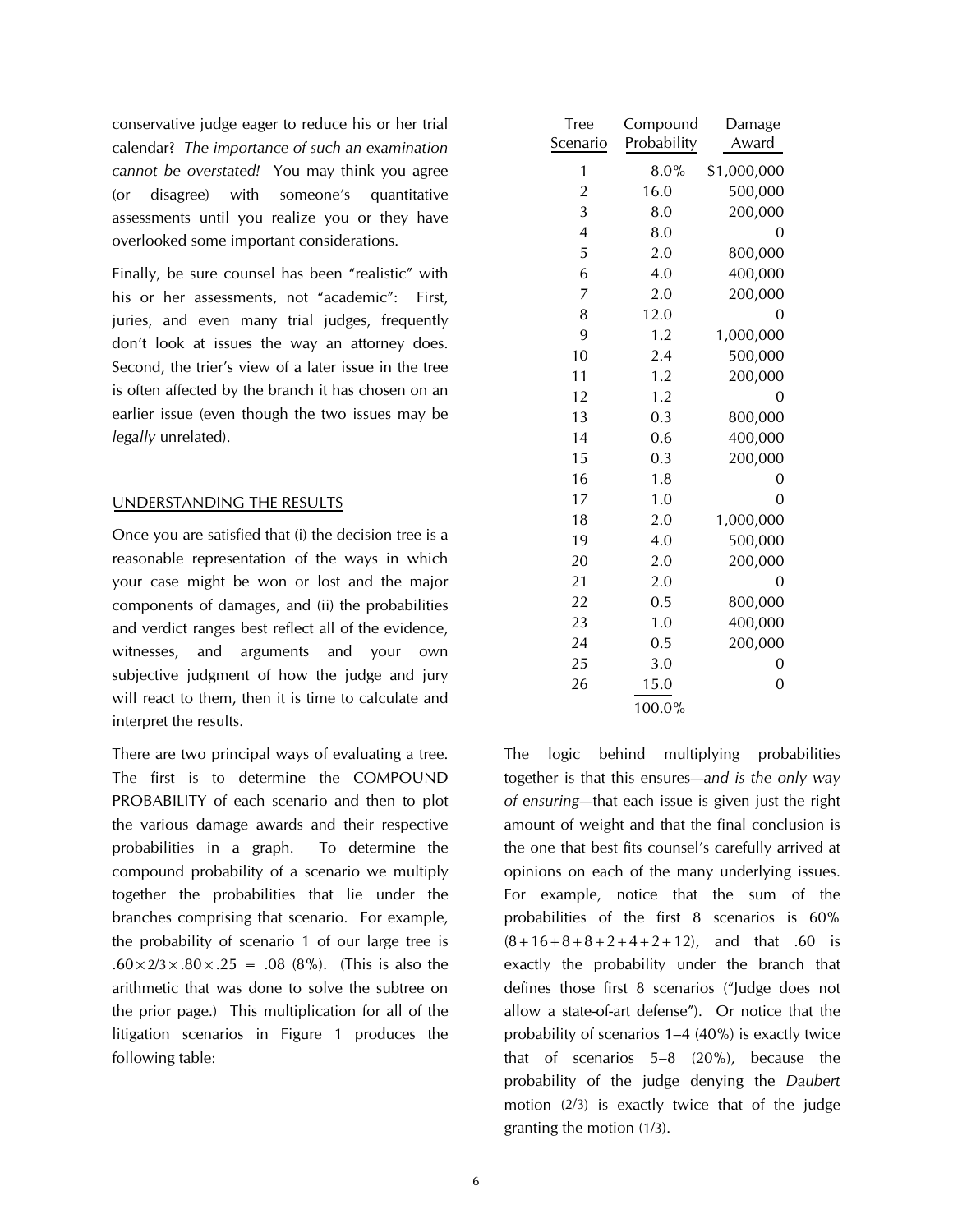conservative judge eager to reduce his or her trial calendar? *The importance of such an examination cannot be overstated!* You may think you agree (or disagree) with someone's quantitative assessments until you realize you or they have overlooked some important considerations.

Finally, be sure counsel has been "realistic" with his or her assessments, not "academic": First, juries, and even many trial judges, frequently don't look at issues the way an attorney does. Second, the trier's view of a later issue in the tree is often affected by the branch it has chosen on an earlier issue (even though the two issues may be *legally* unrelated).

## UNDERSTANDING THE RESULTS

Once you are satisfied that (i) the decision tree is a reasonable representation of the ways in which your case might be won or lost and the major components of damages, and (ii) the probabilities and verdict ranges best reflect all of the evidence, witnesses, and arguments and your own subjective judgment of how the judge and jury will react to them, then it is time to calculate and interpret the results.

There are two principal ways of evaluating a tree. The first is to determine the COMPOUND PROBABILITY of each scenario and then to plot the various damage awards and their respective probabilities in a graph. To determine the compound probability of a scenario we multiply together the probabilities that lie under the branches comprising that scenario. For example, the probability of scenario 1 of our large tree is $.60 \times 2/3 \times .80 \times .25 = .08$ (8%). (This is also the arithmetic that was done to solve the subtree on the prior page.) This multiplication for all of the litigation scenarios in Figure 1 produces the following table:

| Tree Scenario | Compound Probability | Damage Award |
|---|---|---|
| 1 | 8.0% | $1,000,000 |
| 2 | 16.0 | 500,000 |
| 3 | 8.0 | 200,000 |
| 4 | 8.0 | 0 |
| 5 | 2.0 | 800,000 |
| 6 | 4.0 | 400,000 |
| 7 | 2.0 | 200,000 |
| 8 | 12.0 | 0 |
| 9 | 1.2 | 1,000,000 |
| 10 | 2.4 | 500,000 |
| 11 | 1.2 | 200,000 |
| 12 | 1.2 | 0 |
| 13 | 0.3 | 800,000 |
| 14 | 0.6 | 400,000 |
| 15 | 0.3 | 200,000 |
| 16 | 1.8 | 0 |
| 17 | 1.0 | 0 |
| 18 | 2.0 | 1,000,000 |
| 19 | 4.0 | 500,000 |
| 20 | 2.0 | 200,000 |
| 21 | 2.0 | 0 |
| 22 | 0.5 | 800,000 |
| 23 | 1.0 | 400,000 |
| 24 | 0.5 | 200,000 |
| 25 | 3.0 | 0 |
| 26 | 15.0 | 0 |
| | 100.0% | |

The logic behind multiplying probabilities together is that this ensures—*and is the only way of ensuring*—that each issue is given just the right amount of weight and that the final conclusion is the one that best fits counsel's carefully arrived at opinions on each of the many underlying issues. For example, notice that the sum of the probabilities of the first 8 scenarios is 60% (8+16+8+8+2+4+2+12), and that .60 is exactly the probability under the branch that defines those first 8 scenarios ("Judge does not allow a state-of-art defense"). Or notice that the probability of scenarios 1–4 (40%) is exactly twice that of scenarios 5–8 (20%), because the probability of the judge denying the *Daubert* motion (2/3) is exactly twice that of the judge granting the motion (1/3).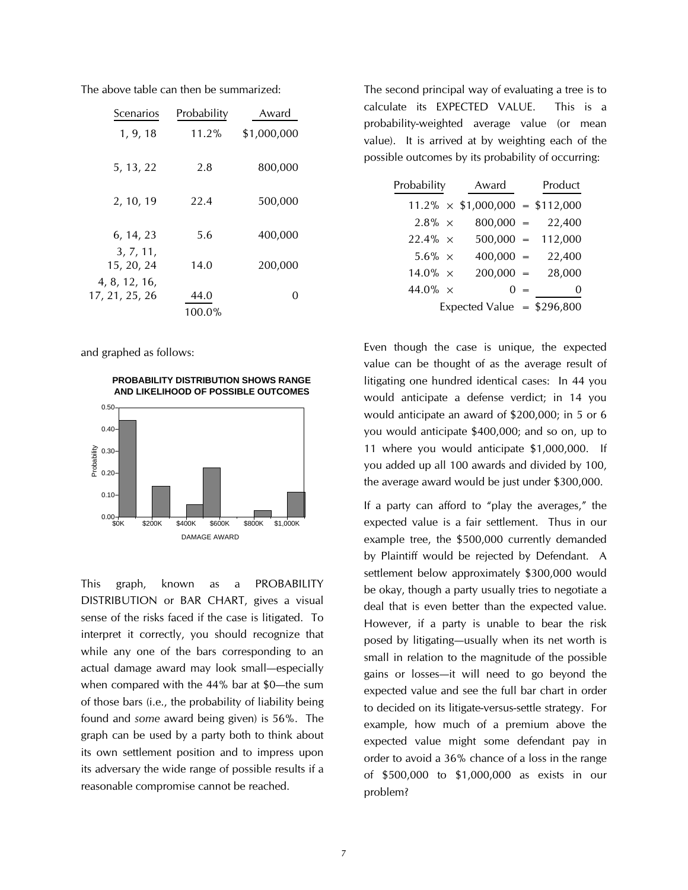The above table can then be summarized:

| Scenarios | Probability | Award |
|---|---|---|
| 1, 9, 18 | 11.2% | $1,000,000 |
| 5, 13, 22 | 2.8 | 800,000 |
| 2, 10, 19 | 22.4 | 500,000 |
| 6, 14, 23 | 5.6 | 400,000 |
| 3, 7, 11, 15, 20, 24 | 14.0 | 200,000 |
| 4, 8, 12, 16, 17, 21, 25, 26 | 44.0 | 0 |
| | 100.0% | |

and graphed as follows:

**PROBABILITY DISTRIBUTION SHOWS RANGE AND LIKELIHOOD OF POSSIBLE OUTCOMES**

This graph, known as a PROBABILITY DISTRIBUTION or BAR CHART, gives a visual sense of the risks faced if the case is litigated. To interpret it correctly, you should recognize that while any one of the bars corresponding to an actual damage award may look small—especially when compared with the 44% bar at $0—the sum of those bars (i.e., the probability of liability being found and *some* award being given) is 56%. The graph can be used by a party both to think about its own settlement position and to impress upon its adversary the wide range of possible results if a reasonable compromise cannot be reached.

The second principal way of evaluating a tree is to calculate its EXPECTED VALUE. This is a probability-weighted average value (or mean value). It is arrived at by weighting each of the possible outcomes by its probability of occurring:

| Probability | | Award | | Product |
|---|---|---|---|---|
| 11.2% | × | $1,000,000 | = | $112,000 |
| 2.8% | × | 800,000 | = | 22,400 |
| 22.4% | × | 500,000 | = | 112,000 |
| 5.6% | × | 400,000 | = | 22,400 |
| 14.0% | × | 200,000 | = | 28,000 |
| 44.0% | × | 0 | = | 0 |
| | | Expected Value | = | $296,800 |

Even though the case is unique, the expected value can be thought of as the average result of litigating one hundred identical cases: In 44 you would anticipate a defense verdict; in 14 you would anticipate an award of $200,000; in 5 or 6 you would anticipate $400,000; and so on, up to 11 where you would anticipate $1,000,000. If you added up all 100 awards and divided by 100, the average award would be just under $300,000.

If a party can afford to "play the averages," the expected value is a fair settlement. Thus in our example tree, the $500,000 currently demanded by Plaintiff would be rejected by Defendant. A settlement below approximately $300,000 would be okay, though a party usually tries to negotiate a deal that is even better than the expected value. However, if a party is unable to bear the risk posed by litigating—usually when its net worth is small in relation to the magnitude of the possible gains or losses—it will need to go beyond the expected value and see the full bar chart in order to decided on its litigate-versus-settle strategy. For example, how much of a premium above the expected value might some defendant pay in order to avoid a 36% chance of a loss in the range of $500,000 to $1,000,000 as exists in our problem?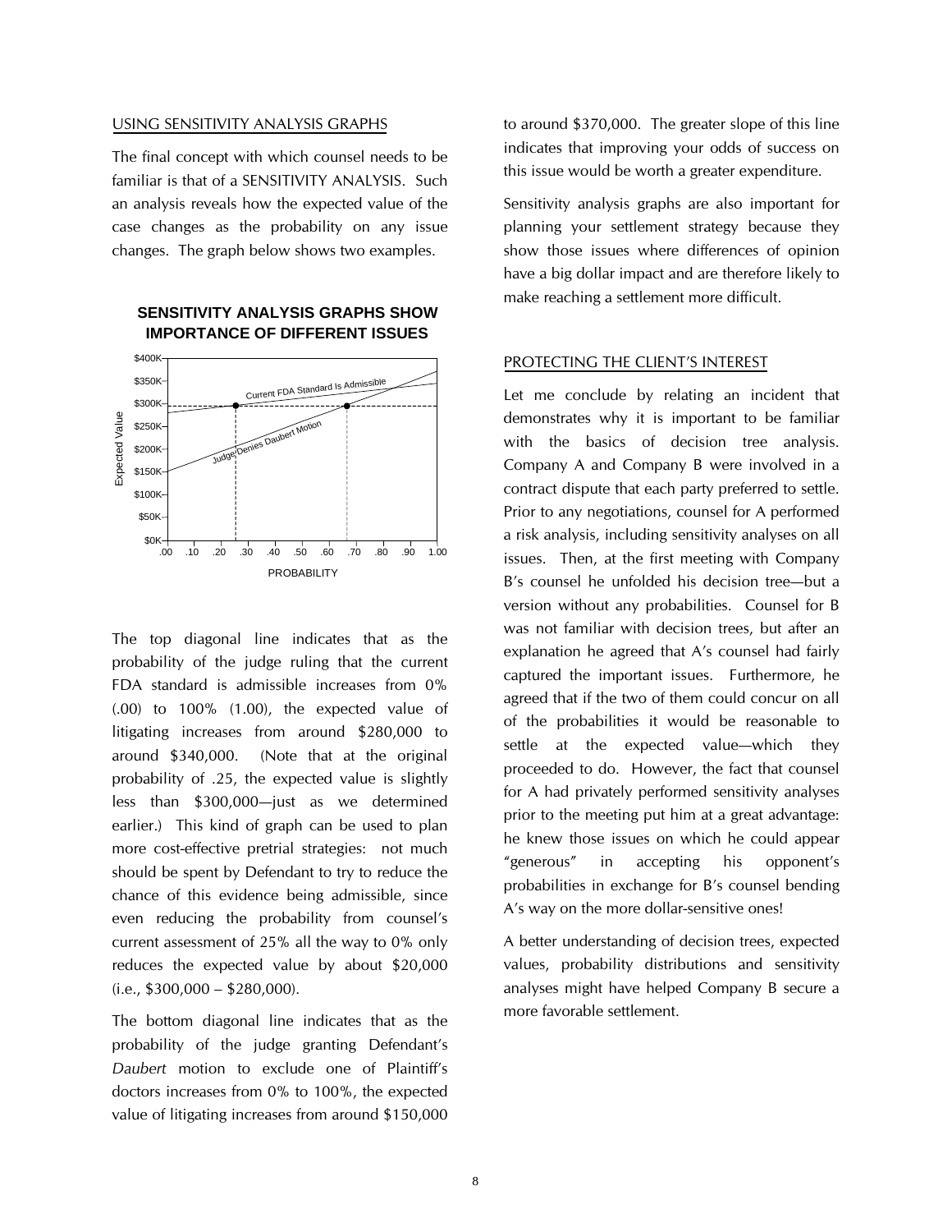## USING SENSITIVITY ANALYSIS GRAPHS

The final concept with which counsel needs to be familiar is that of a SENSITIVITY ANALYSIS. Such an analysis reveals how the expected value of the case changes as the probability on any issue changes. The graph below shows two examples.

**SENSITIVITY ANALYSIS GRAPHS SHOW IMPORTANCE OF DIFFERENT ISSUES**

$400K
$350K
$300K
$250K
$200K
$150K
$100K
$50K
$0K

Expected Value

Current FDA Standard Is Admissible

Judge Denies Daubert Motion

.00 .10 .20 .30 .40 .50 .60 .70 .80 .90 1.00

PROBABILITY

The top diagonal line indicates that as the probability of the judge ruling that the current FDA standard is admissible increases from 0% (.00) to 100% (1.00), the expected value of litigating increases from around $280,000 to around $340,000. (Note that at the original probability of .25, the expected value is slightly less than $300,000—just as we determined earlier.) This kind of graph can be used to plan more cost-effective pretrial strategies: not much should be spent by Defendant to try to reduce the chance of this evidence being admissible, since even reducing the probability from counsel's current assessment of 25% all the way to 0% only reduces the expected value by about $20,000 (i.e., $300,000 – $280,000).

The bottom diagonal line indicates that as the probability of the judge granting Defendant's *Daubert* motion to exclude one of Plaintiff's doctors increases from 0% to 100%, the expected value of litigating increases from around $150,000 to around $370,000. The greater slope of this line indicates that improving your odds of success on this issue would be worth a greater expenditure.

Sensitivity analysis graphs are also important for planning your settlement strategy because they show those issues where differences of opinion have a big dollar impact and are therefore likely to make reaching a settlement more difficult.

## PROTECTING THE CLIENT'S INTEREST

Let me conclude by relating an incident that demonstrates why it is important to be familiar with the basics of decision tree analysis. Company A and Company B were involved in a contract dispute that each party preferred to settle. Prior to any negotiations, counsel for A performed a risk analysis, including sensitivity analyses on all issues. Then, at the first meeting with Company B's counsel he unfolded his decision tree—but a version without any probabilities. Counsel for B was not familiar with decision trees, but after an explanation he agreed that A's counsel had fairly captured the important issues. Furthermore, he agreed that if the two of them could concur on all of the probabilities it would be reasonable to settle at the expected value—which they proceeded to do. However, the fact that counsel for A had privately performed sensitivity analyses prior to the meeting put him at a great advantage: he knew those issues on which he could appear "generous" in accepting his opponent's probabilities in exchange for B's counsel bending A's way on the more dollar-sensitive ones!

A better understanding of decision trees, expected values, probability distributions and sensitivity analyses might have helped Company B secure a more favorable settlement.